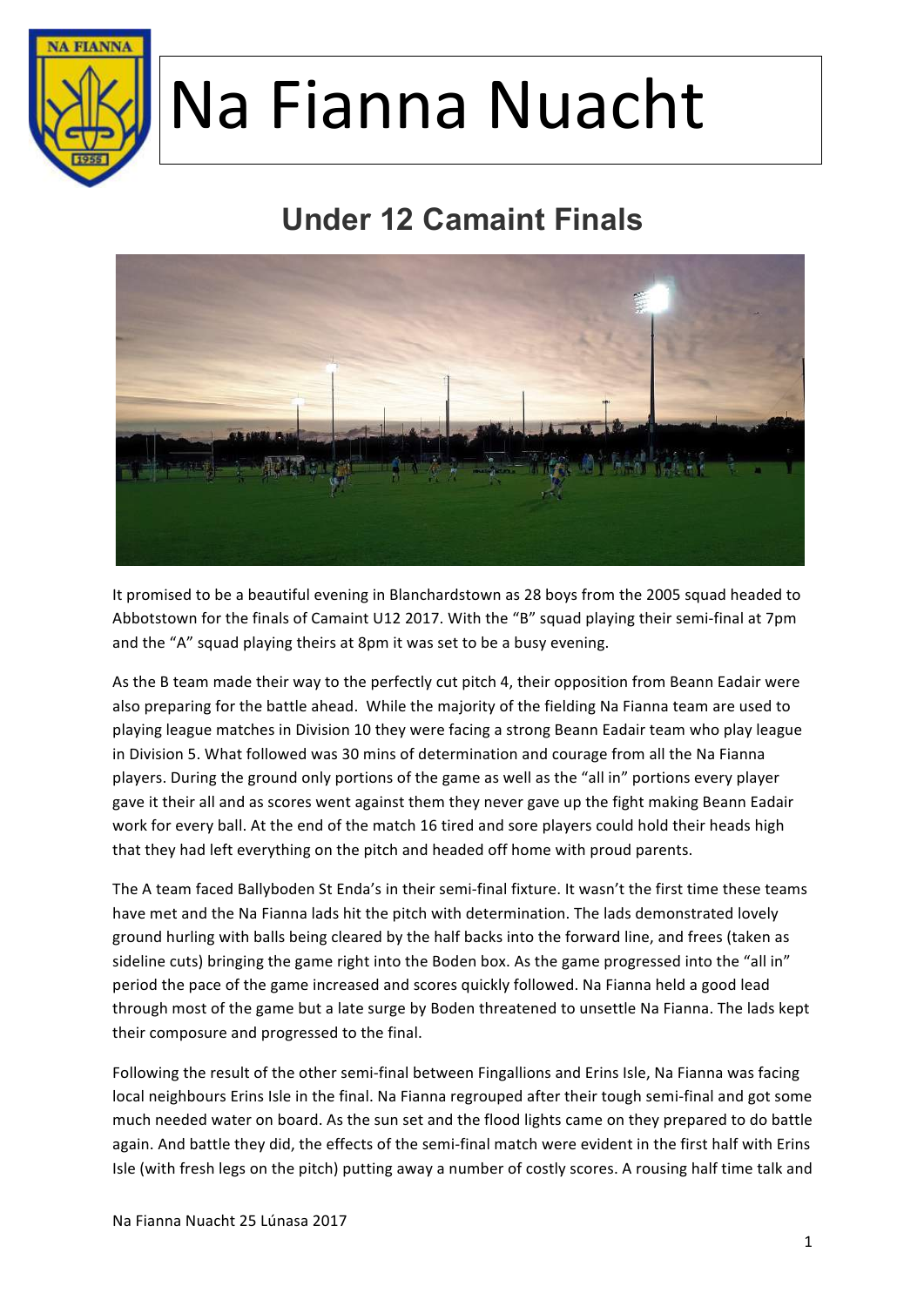# Na Fianna Nuacht

## Under 12 Camaint Finals

It promised to be a beautiful evening in Blanchardstown as 28 boys from the 2005 squad headed to Abbotstown for the finals of Camaint U12 2017. With the "B" squad playing their semi-final at 7pm and the "A" squad playing theirs at 8pm it was set to be a busy evening.

As the B team made their way to the perfectly cut pitch 4, their opposition from Beann Eadair were also preparing for the battle ahead. While the majority of the fielding Na Fianna team are used to playing league matches in Division 10 they were facing a strong Beann Eadair team who play league in Division 5. What followed was 30 mins of determination and courage from all the Na Fianna players. During the ground only portions of the game as well as the "all in" portions every player gave it their all and as scores went against them they never gave up the fight making Beann Eadair work for every ball. At the end of the match 16 tired and sore players could hold their heads high that they had left everything on the pitch and headed off home with proud parents.

The A team faced Ballyboden St Enda's in their semi-final fixture. It wasn't the first time these teams have met and the Na Fianna lads hit the pitch with determination. The lads demonstrated lovely ground hurling with balls being cleared by the half backs into the forward line, and frees (taken as sideline cuts) bringing the game right into the Boden box. As the game progressed into the "all in" period the pace of the game increased and scores quickly followed. Na Fianna held a good lead through most of the game but a late surge by Boden threatened to unsettle Na Fianna. The lads kept their composure and progressed to the final.

Following the result of the other semi-final between Fingallions and Erins Isle, Na Fianna was facing local neighbours Erins Isle in the final. Na Fianna regrouped after their tough semi-final and got some much needed water on board. As the sun set and the flood lights came on they prepared to do battle again. And battle they did, the effects of the semi-final match were evident in the first half with Erins Isle (with fresh legs on the pitch) putting away a number of costly scores. A rousing half time talk and

Na Fianna Nuacht 25 Lúnasa 2017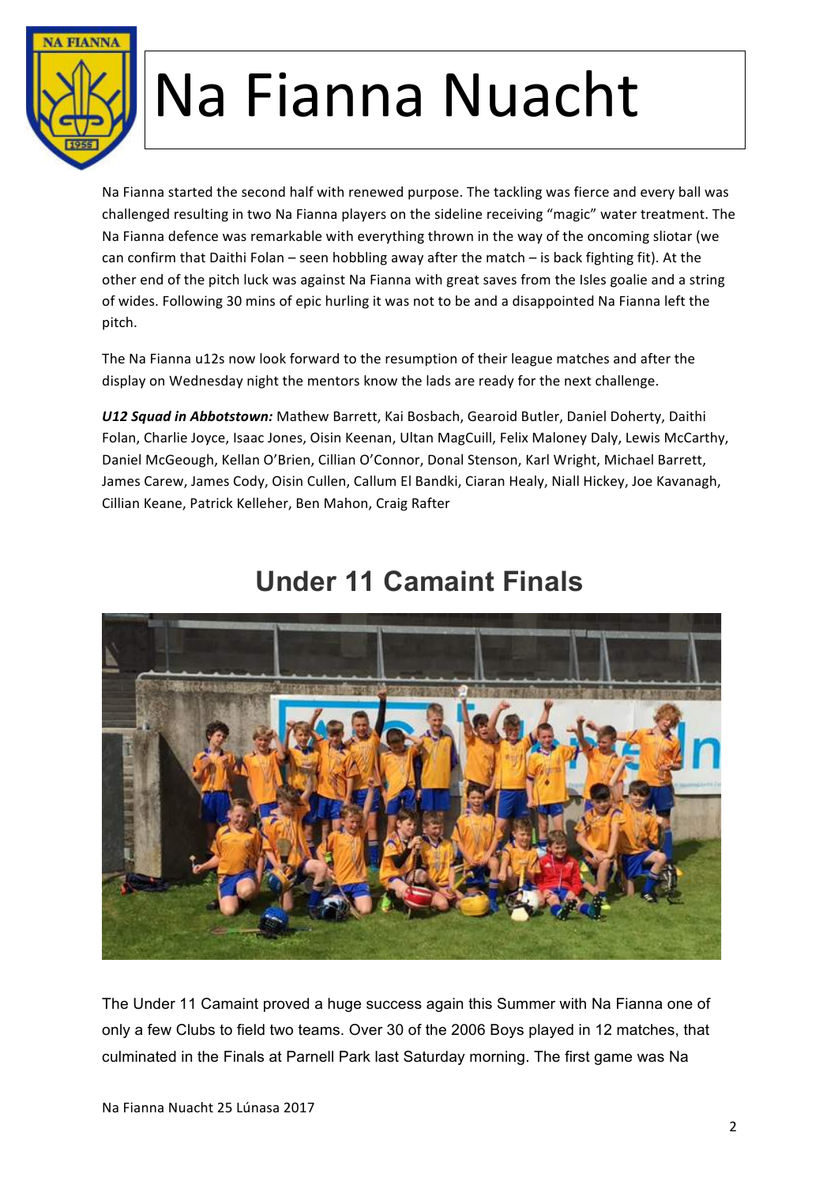Na Fianna started the second half with renewed purpose. The tackling was fierce and every ball was challenged resulting in two Na Fianna players on the sideline receiving "magic" water treatment. The Na Fianna defence was remarkable with everything thrown in the way of the oncoming sliotar (we can confirm that Daithi Folan – seen hobbling away after the match – is back fighting fit). At the other end of the pitch luck was against Na Fianna with great saves from the Isles goalie and a string of wides. Following 30 mins of epic hurling it was not to be and a disappointed Na Fianna left the pitch.

The Na Fianna u12s now look forward to the resumption of their league matches and after the display on Wednesday night the mentors know the lads are ready for the next challenge.

***U12 Squad in Abbotstown:*** Mathew Barrett, Kai Bosbach, Gearoid Butler, Daniel Doherty, Daithi Folan, Charlie Joyce, Isaac Jones, Oisin Keenan, Ultan MagCuill, Felix Maloney Daly, Lewis McCarthy, Daniel McGeough, Kellan O'Brien, Cillian O'Connor, Donal Stenson, Karl Wright, Michael Barrett, James Carew, James Cody, Oisin Cullen, Callum El Bandki, Ciaran Healy, Niall Hickey, Joe Kavanagh, Cillian Keane, Patrick Kelleher, Ben Mahon, Craig Rafter

## Under 11 Camaint Finals

The Under 11 Camaint proved a huge success again this Summer with Na Fianna one of only a few Clubs to field two teams. Over 30 of the 2006 Boys played in 12 matches, that culminated in the Finals at Parnell Park last Saturday morning. The first game was Na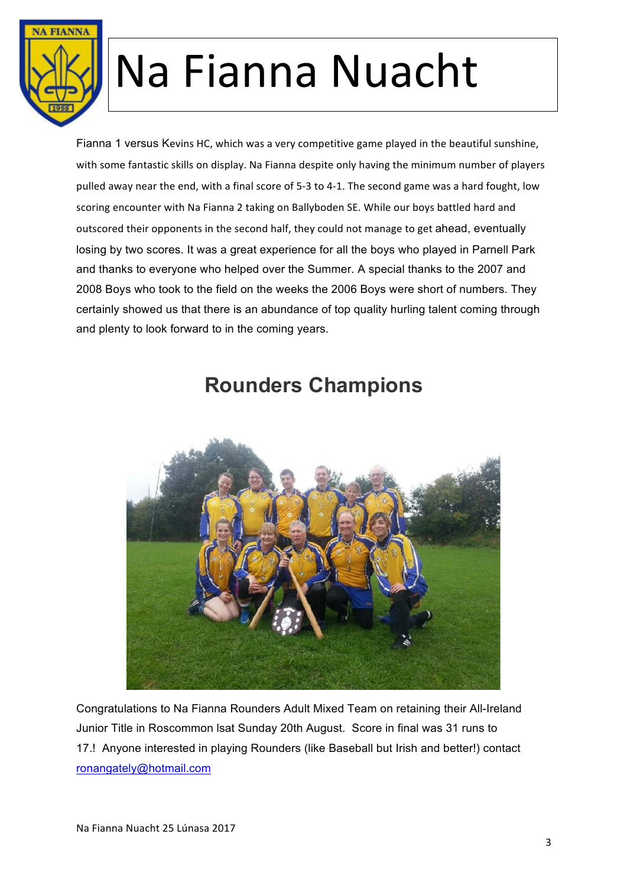# Na Fianna Nuacht

Fianna 1 versus Kevins HC, which was a very competitive game played in the beautiful sunshine, with some fantastic skills on display. Na Fianna despite only having the minimum number of players pulled away near the end, with a final score of 5-3 to 4-1. The second game was a hard fought, low scoring encounter with Na Fianna 2 taking on Ballyboden SE. While our boys battled hard and outscored their opponents in the second half, they could not manage to get ahead, eventually losing by two scores. It was a great experience for all the boys who played in Parnell Park and thanks to everyone who helped over the Summer. A special thanks to the 2007 and 2008 Boys who took to the field on the weeks the 2006 Boys were short of numbers. They certainly showed us that there is an abundance of top quality hurling talent coming through and plenty to look forward to in the coming years.

## Rounders Champions

Congratulations to Na Fianna Rounders Adult Mixed Team on retaining their All-Ireland Junior Title in Roscommon lsat Sunday 20th August. Score in final was 31 runs to 17.! Anyone interested in playing Rounders (like Baseball but Irish and better!) contact ronangately@hotmail.com

Na Fianna Nuacht 25 Lúnasa 2017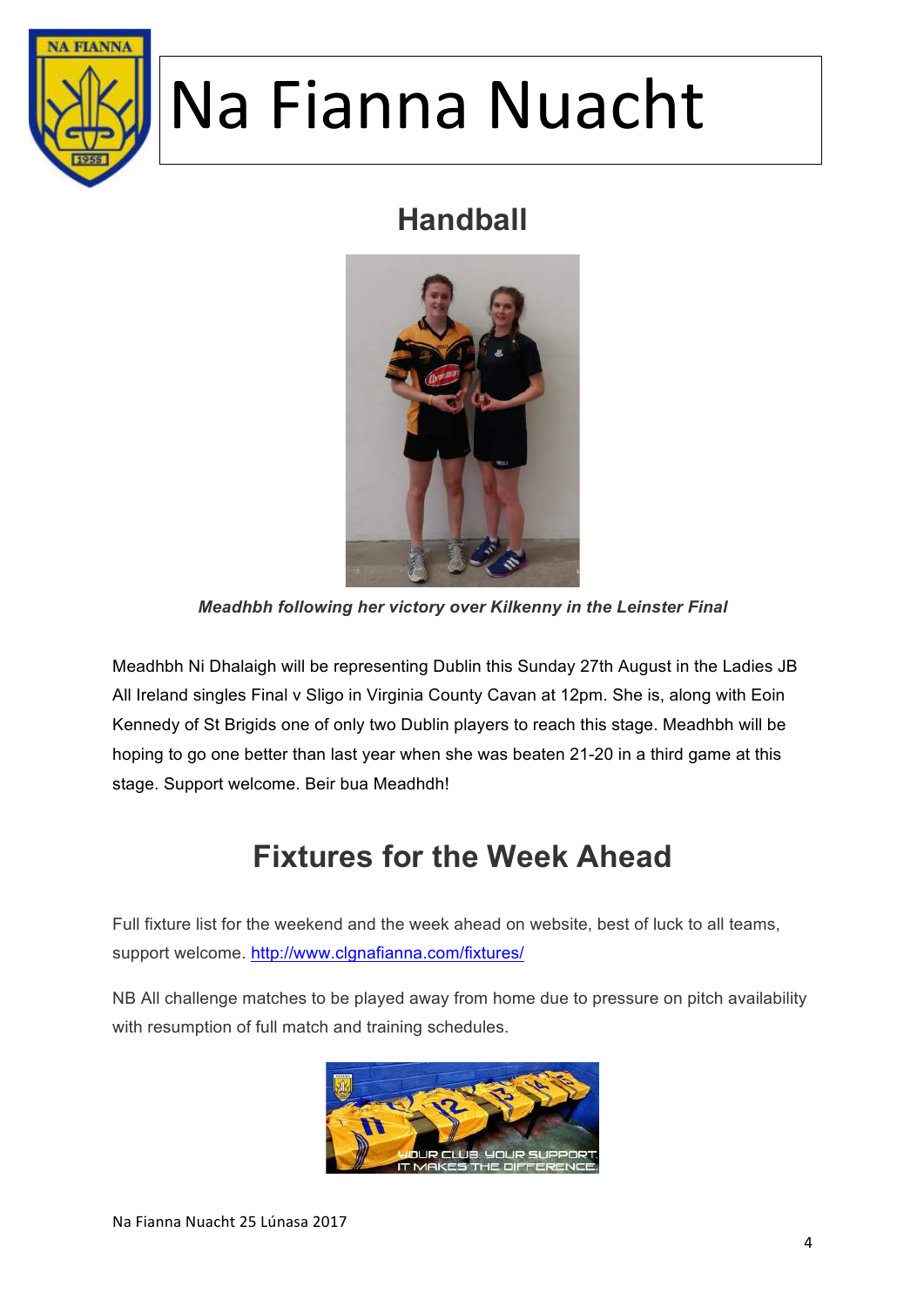# Na Fianna Nuacht

## Handball

***Meadhbh following her victory over Kilkenny in the Leinster Final***

Meadhbh Ni Dhalaigh will be representing Dublin this Sunday 27th August in the Ladies JB All Ireland singles Final v Sligo in Virginia County Cavan at 12pm. She is, along with Eoin Kennedy of St Brigids one of only two Dublin players to reach this stage. Meadhbh will be hoping to go one better than last year when she was beaten 21-20 in a third game at this stage. Support welcome. Beir bua Meadhdh!

## Fixtures for the Week Ahead

Full fixture list for the weekend and the week ahead on website, best of luck to all teams, support welcome. [http://www.clgnafianna.com/fixtures/](http://www.clgnafianna.com/fixtures/)

NB All challenge matches to be played away from home due to pressure on pitch availability with resumption of full match and training schedules.

Na Fianna Nuacht 25 Lúnasa 2017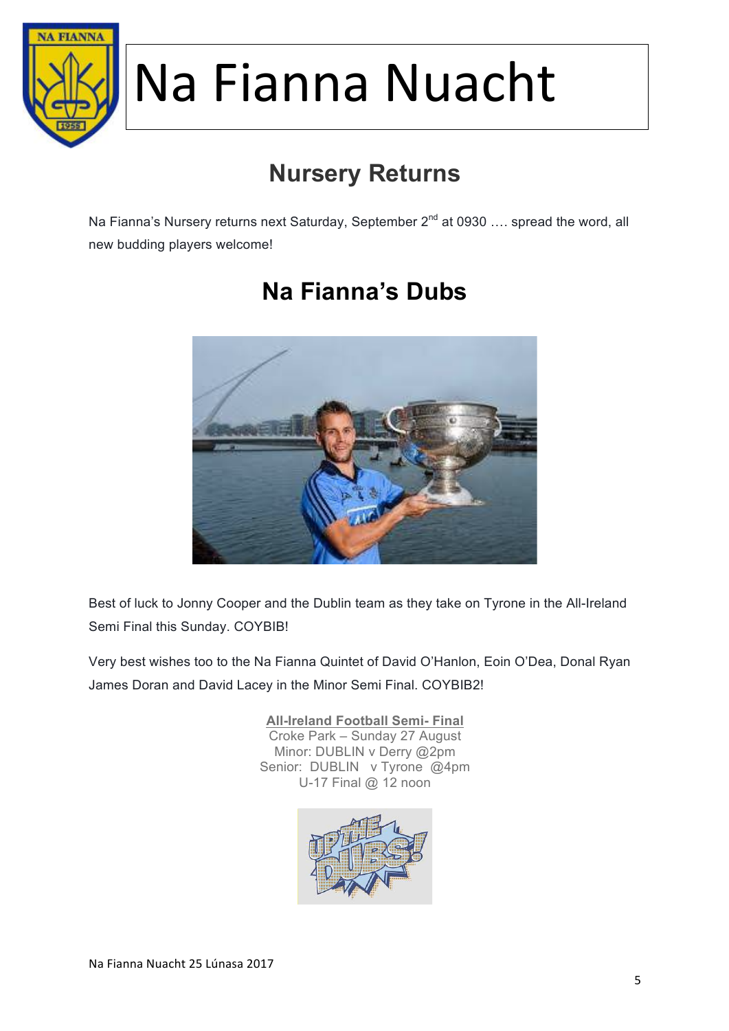# Na Fianna Nuacht

## Nursery Returns

Na Fianna's Nursery returns next Saturday, September 2nd at 0930 …. spread the word, all new budding players welcome!

## Na Fianna's Dubs

Best of luck to Jonny Cooper and the Dublin team as they take on Tyrone in the All-Ireland Semi Final this Sunday. COYBIB!

Very best wishes too to the Na Fianna Quintet of David O'Hanlon, Eoin O'Dea, Donal Ryan James Doran and David Lacey in the Minor Semi Final. COYBIB2!

**All-Ireland Football Semi- Final**
Croke Park – Sunday 27 August
Minor: DUBLIN v Derry @2pm
Senior: DUBLIN v Tyrone @4pm
U-17 Final @ 12 noon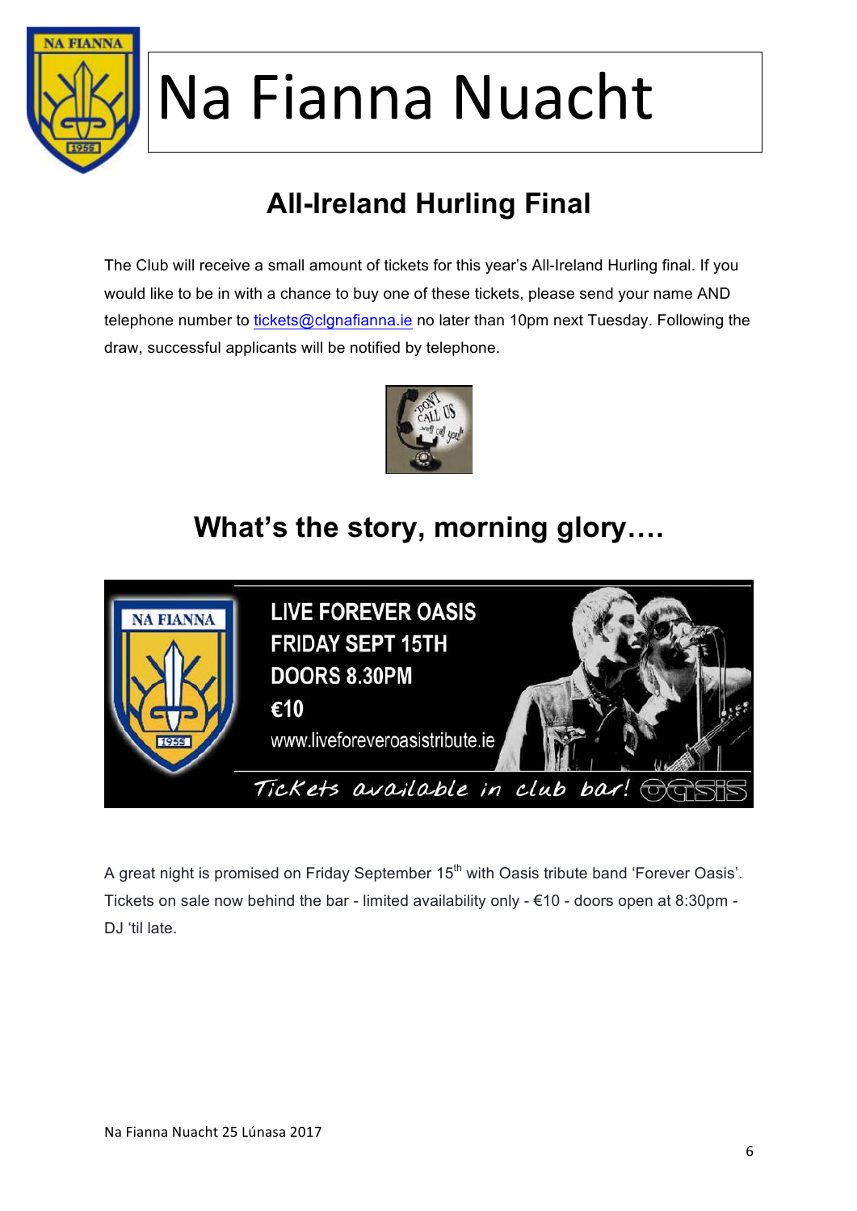# Na Fianna Nuacht

## All-Ireland Hurling Final

The Club will receive a small amount of tickets for this year's All-Ireland Hurling final. If you would like to be in with a chance to buy one of these tickets, please send your name AND telephone number to tickets@clgnafianna.ie no later than 10pm next Tuesday. Following the draw, successful applicants will be notified by telephone.

## What's the story, morning glory….

LIVE FOREVER OASIS
FRIDAY SEPT 15TH
DOORS 8.30PM
€10
www.liveforeveroasistribute.ie

*Tickets available in club bar!*

A great night is promised on Friday September 15th with Oasis tribute band 'Forever Oasis'. Tickets on sale now behind the bar - limited availability only - €10 - doors open at 8:30pm - DJ 'til late.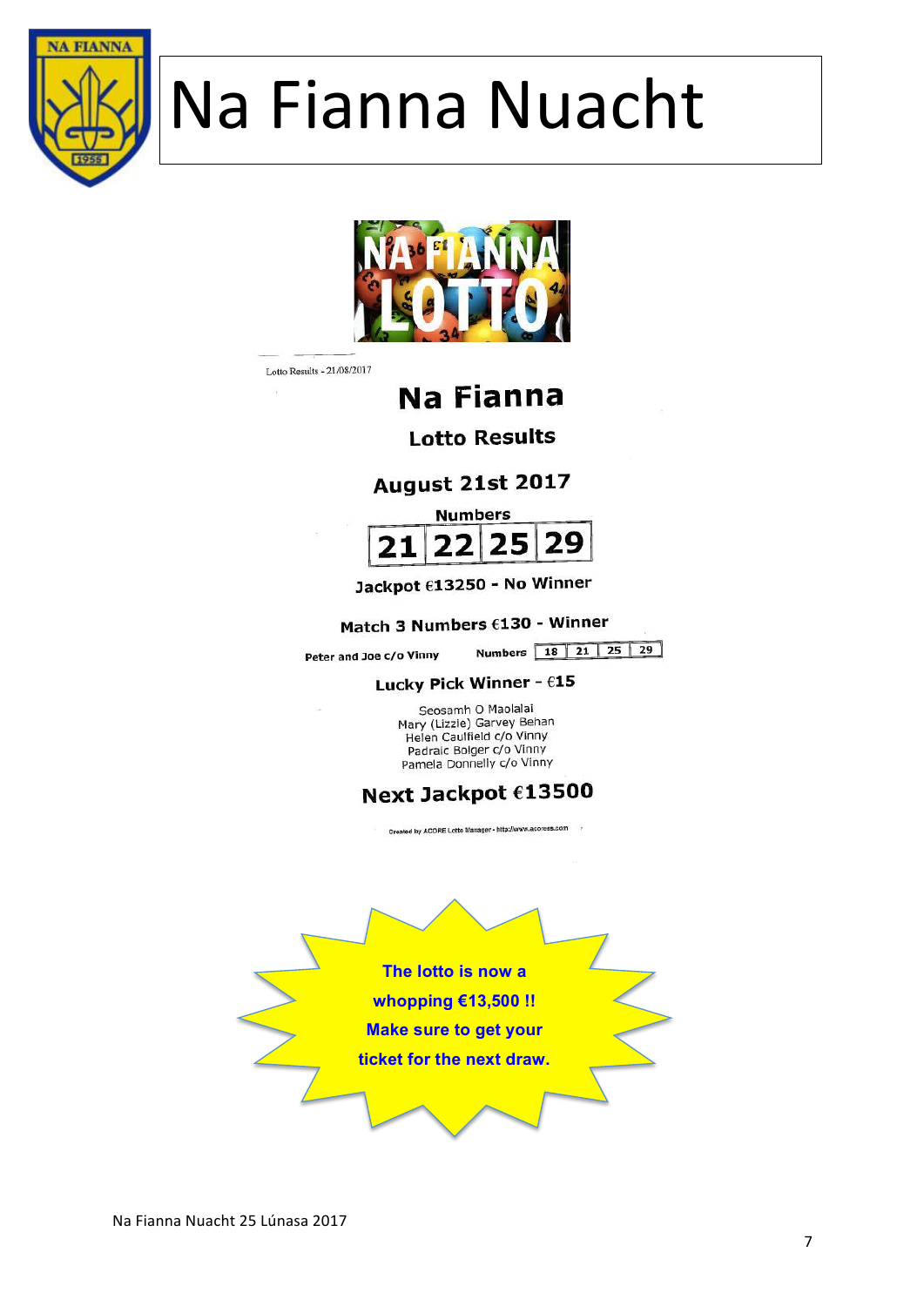# Na Fianna Nuacht

NA FIANNA LOTTO

Lotto Results - 21/08/2017

## Na Fianna

### Lotto Results

### August 21st 2017

Numbers

| 21 | 22 | 25 | 29 |
|---|---|---|---|

**Jackpot €13250 - No Winner**

**Match 3 Numbers €130 - Winner**

Peter and Joe c/o Vinny — Numbers

| 18 | 21 | 25 | 29 |
|---|---|---|---|

**Lucky Pick Winner - €15**

Seosamh O Maolalai
Mary (Lizzie) Garvey Behan
Helen Caulfield c/o Vinny
Padraic Bolger c/o Vinny
Pamela Donnelly c/o Vinny

**Next Jackpot €13500**

Created by ACORE Lotto Manager - http://www.acoress.com

**The lotto is now a whopping €13,500 !! Make sure to get your ticket for the next draw.**

Na Fianna Nuacht 25 Lúnasa 2017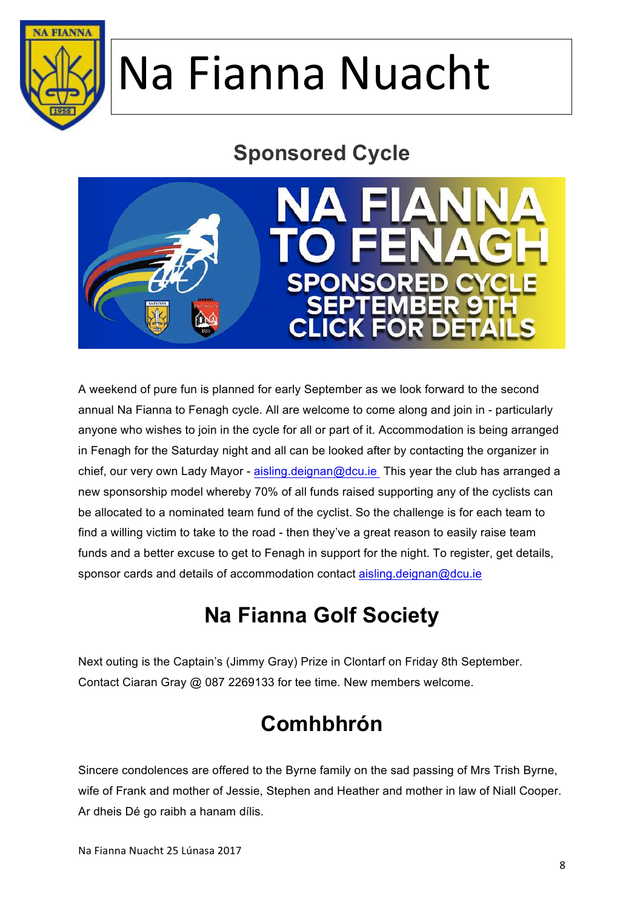# Na Fianna Nuacht

## Sponsored Cycle

A weekend of pure fun is planned for early September as we look forward to the second annual Na Fianna to Fenagh cycle. All are welcome to come along and join in - particularly anyone who wishes to join in the cycle for all or part of it. Accommodation is being arranged in Fenagh for the Saturday night and all can be looked after by contacting the organizer in chief, our very own Lady Mayor - aisling.deignan@dcu.ie This year the club has arranged a new sponsorship model whereby 70% of all funds raised supporting any of the cyclists can be allocated to a nominated team fund of the cyclist. So the challenge is for each team to find a willing victim to take to the road - then they've a great reason to easily raise team funds and a better excuse to get to Fenagh in support for the night. To register, get details, sponsor cards and details of accommodation contact aisling.deignan@dcu.ie

## Na Fianna Golf Society

Next outing is the Captain's (Jimmy Gray) Prize in Clontarf on Friday 8th September. Contact Ciaran Gray @ 087 2269133 for tee time. New members welcome.

## Comhbhrón

Sincere condolences are offered to the Byrne family on the sad passing of Mrs Trish Byrne, wife of Frank and mother of Jessie, Stephen and Heather and mother in law of Niall Cooper. Ar dheis Dé go raibh a hanam dílis.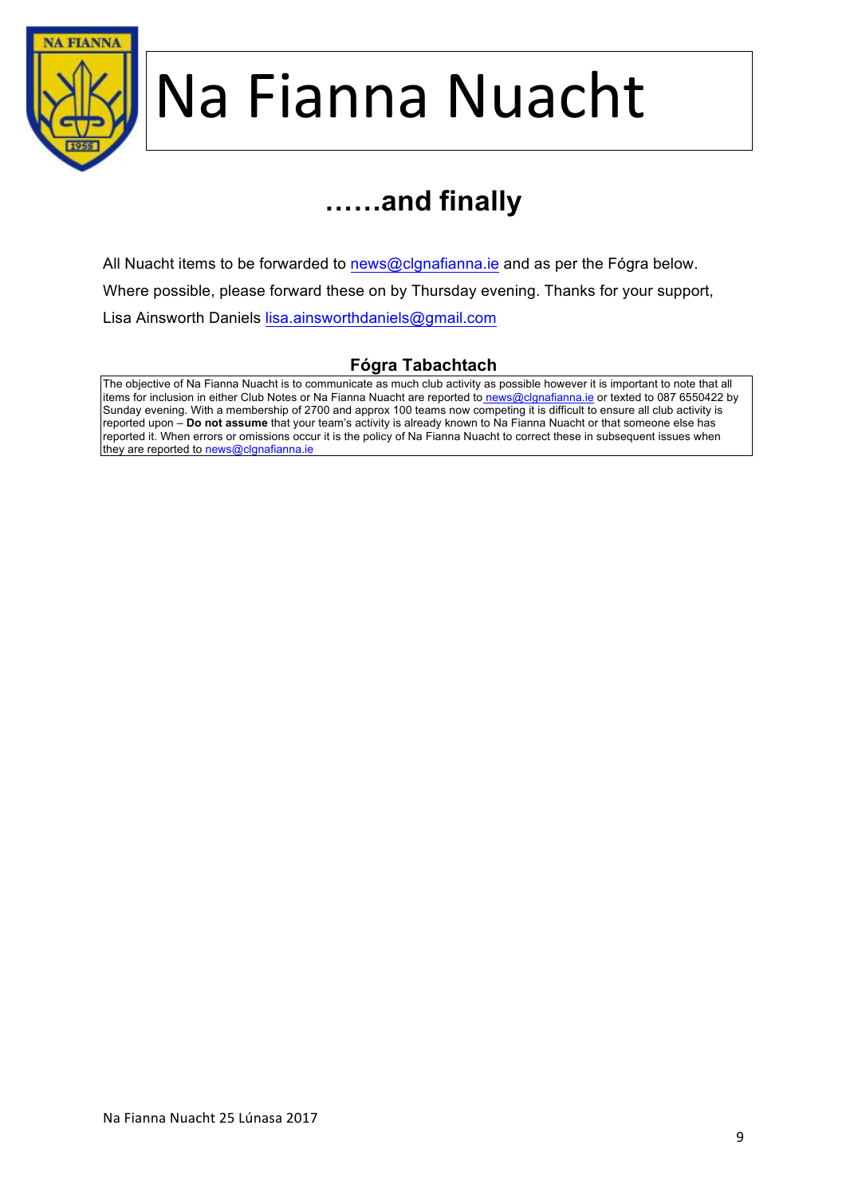# Na Fianna Nuacht

## ……and finally

All Nuacht items to be forwarded to news@clgnafianna.ie and as per the Fógra below. Where possible, please forward these on by Thursday evening. Thanks for your support, Lisa Ainsworth Daniels lisa.ainsworthdaniels@gmail.com

### Fógra Tabachtach

The objective of Na Fianna Nuacht is to communicate as much club activity as possible however it is important to note that all items for inclusion in either Club Notes or Na Fianna Nuacht are reported to news@clgnafianna.ie or texted to 087 6550422 by Sunday evening. With a membership of 2700 and approx 100 teams now competing it is difficult to ensure all club activity is reported upon – **Do not assume** that your team's activity is already known to Na Fianna Nuacht or that someone else has reported it. When errors or omissions occur it is the policy of Na Fianna Nuacht to correct these in subsequent issues when they are reported to news@clgnafianna.ie

Na Fianna Nuacht 25 Lúnasa 2017